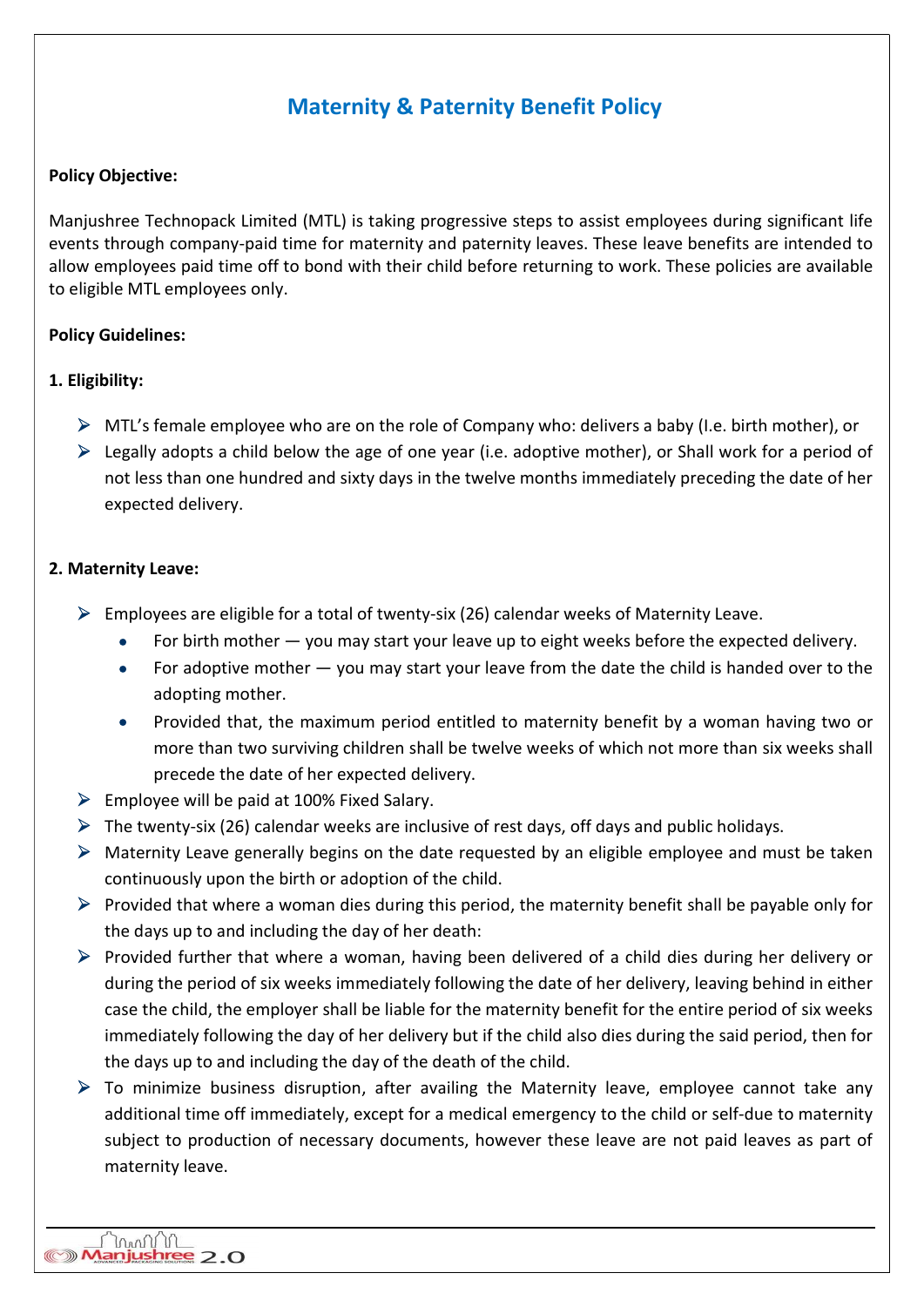# Maternity & Paternity Benefit Policy

**Policy Objective:**

Manjushree Technopack Limited (MTL) is taking progressive steps to assist employees during significant life events through company-paid time for maternity and paternity leaves. These leave benefits are intended to allow employees paid time off to bond with their child before returning to work. These policies are available to eligible MTL employees only.

**Policy Guidelines:**

**1. Eligibility:**

- MTL's female employee who are on the role of Company who: delivers a baby (I.e. birth mother), or
- Legally adopts a child below the age of one year (i.e. adoptive mother), or Shall work for a period of not less than one hundred and sixty days in the twelve months immediately preceding the date of her expected delivery.

**2. Maternity Leave:**

- Employees are eligible for a total of twenty-six (26) calendar weeks of Maternity Leave.
  - For birth mother — you may start your leave up to eight weeks before the expected delivery.
  - For adoptive mother — you may start your leave from the date the child is handed over to the adopting mother.
  - Provided that, the maximum period entitled to maternity benefit by a woman having two or more than two surviving children shall be twelve weeks of which not more than six weeks shall precede the date of her expected delivery.
- Employee will be paid at 100% Fixed Salary.
- The twenty-six (26) calendar weeks are inclusive of rest days, off days and public holidays.
- Maternity Leave generally begins on the date requested by an eligible employee and must be taken continuously upon the birth or adoption of the child.
- Provided that where a woman dies during this period, the maternity benefit shall be payable only for the days up to and including the day of her death:
- Provided further that where a woman, having been delivered of a child dies during her delivery or during the period of six weeks immediately following the date of her delivery, leaving behind in either case the child, the employer shall be liable for the maternity benefit for the entire period of six weeks immediately following the day of her delivery but if the child also dies during the said period, then for the days up to and including the day of the death of the child.
- To minimize business disruption, after availing the Maternity leave, employee cannot take any additional time off immediately, except for a medical emergency to the child or self-due to maternity subject to production of necessary documents, however these leave are not paid leaves as part of maternity leave.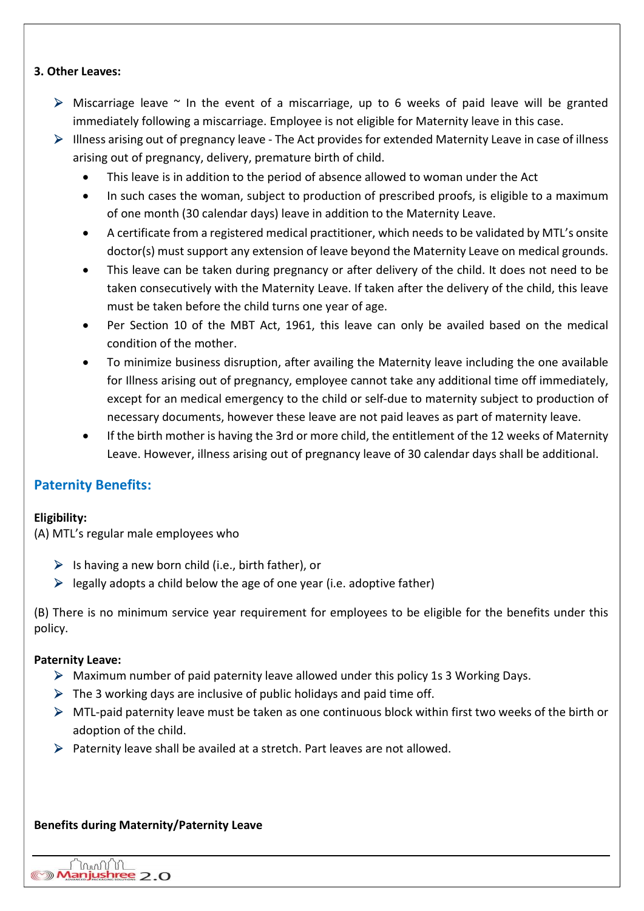**3. Other Leaves:**

- Miscarriage leave ~ In the event of a miscarriage, up to 6 weeks of paid leave will be granted immediately following a miscarriage. Employee is not eligible for Maternity leave in this case.
- Illness arising out of pregnancy leave - The Act provides for extended Maternity Leave in case of illness arising out of pregnancy, delivery, premature birth of child.
  - This leave is in addition to the period of absence allowed to woman under the Act
  - In such cases the woman, subject to production of prescribed proofs, is eligible to a maximum of one month (30 calendar days) leave in addition to the Maternity Leave.
  - A certificate from a registered medical practitioner, which needs to be validated by MTL's onsite doctor(s) must support any extension of leave beyond the Maternity Leave on medical grounds.
  - This leave can be taken during pregnancy or after delivery of the child. It does not need to be taken consecutively with the Maternity Leave. If taken after the delivery of the child, this leave must be taken before the child turns one year of age.
  - Per Section 10 of the MBT Act, 1961, this leave can only be availed based on the medical condition of the mother.
  - To minimize business disruption, after availing the Maternity leave including the one available for Illness arising out of pregnancy, employee cannot take any additional time off immediately, except for an medical emergency to the child or self-due to maternity subject to production of necessary documents, however these leave are not paid leaves as part of maternity leave.
  - If the birth mother is having the 3rd or more child, the entitlement of the 12 weeks of Maternity Leave. However, illness arising out of pregnancy leave of 30 calendar days shall be additional.

## Paternity Benefits:

**Eligibility:**

(A) MTL's regular male employees who

- Is having a new born child (i.e., birth father), or
- legally adopts a child below the age of one year (i.e. adoptive father)

(B) There is no minimum service year requirement for employees to be eligible for the benefits under this policy.

**Paternity Leave:**

- Maximum number of paid paternity leave allowed under this policy 1s 3 Working Days.
- The 3 working days are inclusive of public holidays and paid time off.
- MTL-paid paternity leave must be taken as one continuous block within first two weeks of the birth or adoption of the child.
- Paternity leave shall be availed at a stretch. Part leaves are not allowed.

**Benefits during Maternity/Paternity Leave**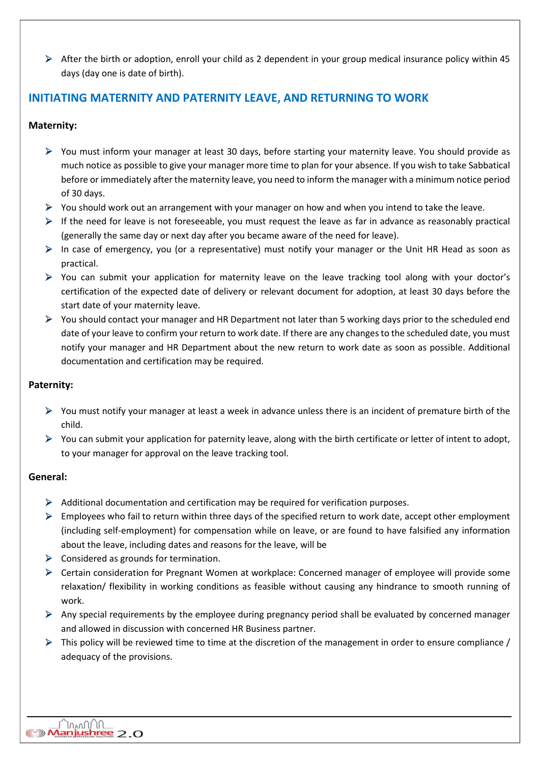- After the birth or adoption, enroll your child as 2 dependent in your group medical insurance policy within 45 days (day one is date of birth).

## INITIATING MATERNITY AND PATERNITY LEAVE, AND RETURNING TO WORK

**Maternity:**

- You must inform your manager at least 30 days, before starting your maternity leave. You should provide as much notice as possible to give your manager more time to plan for your absence. If you wish to take Sabbatical before or immediately after the maternity leave, you need to inform the manager with a minimum notice period of 30 days.
- You should work out an arrangement with your manager on how and when you intend to take the leave.
- If the need for leave is not foreseeable, you must request the leave as far in advance as reasonably practical (generally the same day or next day after you became aware of the need for leave).
- In case of emergency, you (or a representative) must notify your manager or the Unit HR Head as soon as practical.
- You can submit your application for maternity leave on the leave tracking tool along with your doctor's certification of the expected date of delivery or relevant document for adoption, at least 30 days before the start date of your maternity leave.
- You should contact your manager and HR Department not later than 5 working days prior to the scheduled end date of your leave to confirm your return to work date. If there are any changes to the scheduled date, you must notify your manager and HR Department about the new return to work date as soon as possible. Additional documentation and certification may be required.

**Paternity:**

- You must notify your manager at least a week in advance unless there is an incident of premature birth of the child.
- You can submit your application for paternity leave, along with the birth certificate or letter of intent to adopt, to your manager for approval on the leave tracking tool.

**General:**

- Additional documentation and certification may be required for verification purposes.
- Employees who fail to return within three days of the specified return to work date, accept other employment (including self-employment) for compensation while on leave, or are found to have falsified any information about the leave, including dates and reasons for the leave, will be
- Considered as grounds for termination.
- Certain consideration for Pregnant Women at workplace: Concerned manager of employee will provide some relaxation/ flexibility in working conditions as feasible without causing any hindrance to smooth running of work.
- Any special requirements by the employee during pregnancy period shall be evaluated by concerned manager and allowed in discussion with concerned HR Business partner.
- This policy will be reviewed time to time at the discretion of the management in order to ensure compliance / adequacy of the provisions.